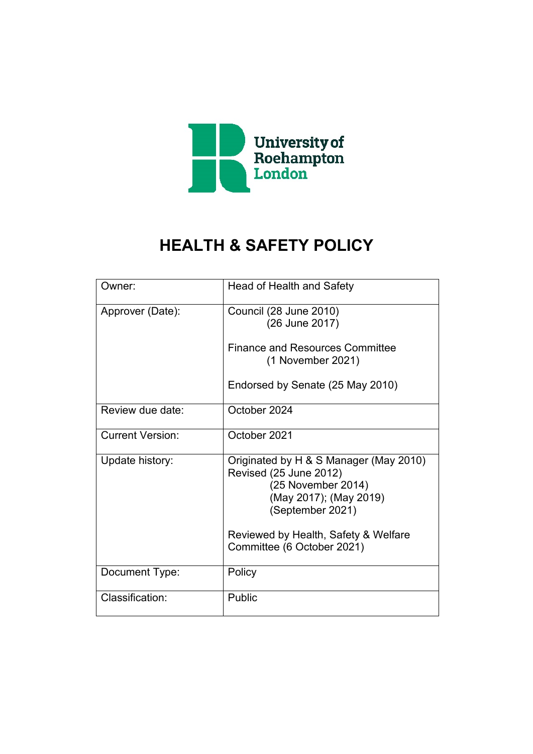University of Roehampton London

# HEALTH & SAFETY POLICY

| | |
|---|---|
| Owner: | Head of Health and Safety |
| Approver (Date): | Council (28 June 2010)<br>(26 June 2017)<br><br>Finance and Resources Committee<br>(1 November 2021)<br><br>Endorsed by Senate (25 May 2010) |
| Review due date: | October 2024 |
| Current Version: | October 2021 |
| Update history: | Originated by H & S Manager (May 2010)<br>Revised (25 June 2012)<br>(25 November 2014)<br>(May 2017); (May 2019)<br>(September 2021)<br><br>Reviewed by Health, Safety & Welfare Committee (6 October 2021) |
| Document Type: | Policy |
| Classification: | Public |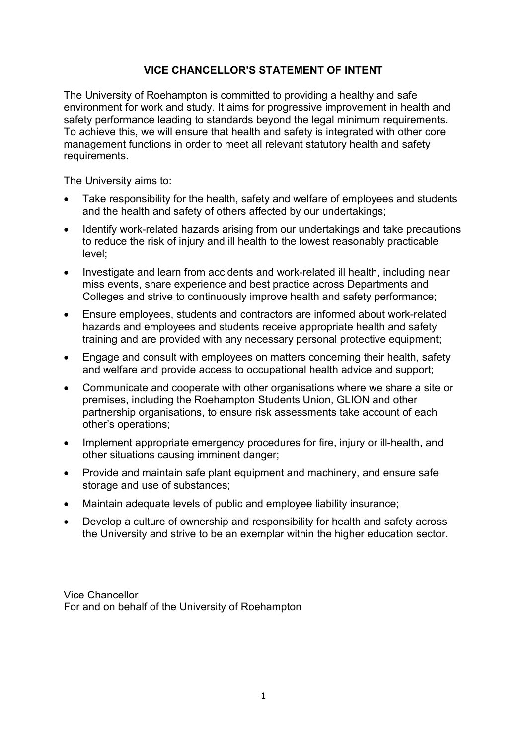# VICE CHANCELLOR'S STATEMENT OF INTENT

The University of Roehampton is committed to providing a healthy and safe environment for work and study. It aims for progressive improvement in health and safety performance leading to standards beyond the legal minimum requirements. To achieve this, we will ensure that health and safety is integrated with other core management functions in order to meet all relevant statutory health and safety requirements.

The University aims to:

- Take responsibility for the health, safety and welfare of employees and students and the health and safety of others affected by our undertakings;
- Identify work-related hazards arising from our undertakings and take precautions to reduce the risk of injury and ill health to the lowest reasonably practicable level;
- Investigate and learn from accidents and work-related ill health, including near miss events, share experience and best practice across Departments and Colleges and strive to continuously improve health and safety performance;
- Ensure employees, students and contractors are informed about work-related hazards and employees and students receive appropriate health and safety training and are provided with any necessary personal protective equipment;
- Engage and consult with employees on matters concerning their health, safety and welfare and provide access to occupational health advice and support;
- Communicate and cooperate with other organisations where we share a site or premises, including the Roehampton Students Union, GLION and other partnership organisations, to ensure risk assessments take account of each other's operations;
- Implement appropriate emergency procedures for fire, injury or ill-health, and other situations causing imminent danger;
- Provide and maintain safe plant equipment and machinery, and ensure safe storage and use of substances;
- Maintain adequate levels of public and employee liability insurance;
- Develop a culture of ownership and responsibility for health and safety across the University and strive to be an exemplar within the higher education sector.

Vice Chancellor
For and on behalf of the University of Roehampton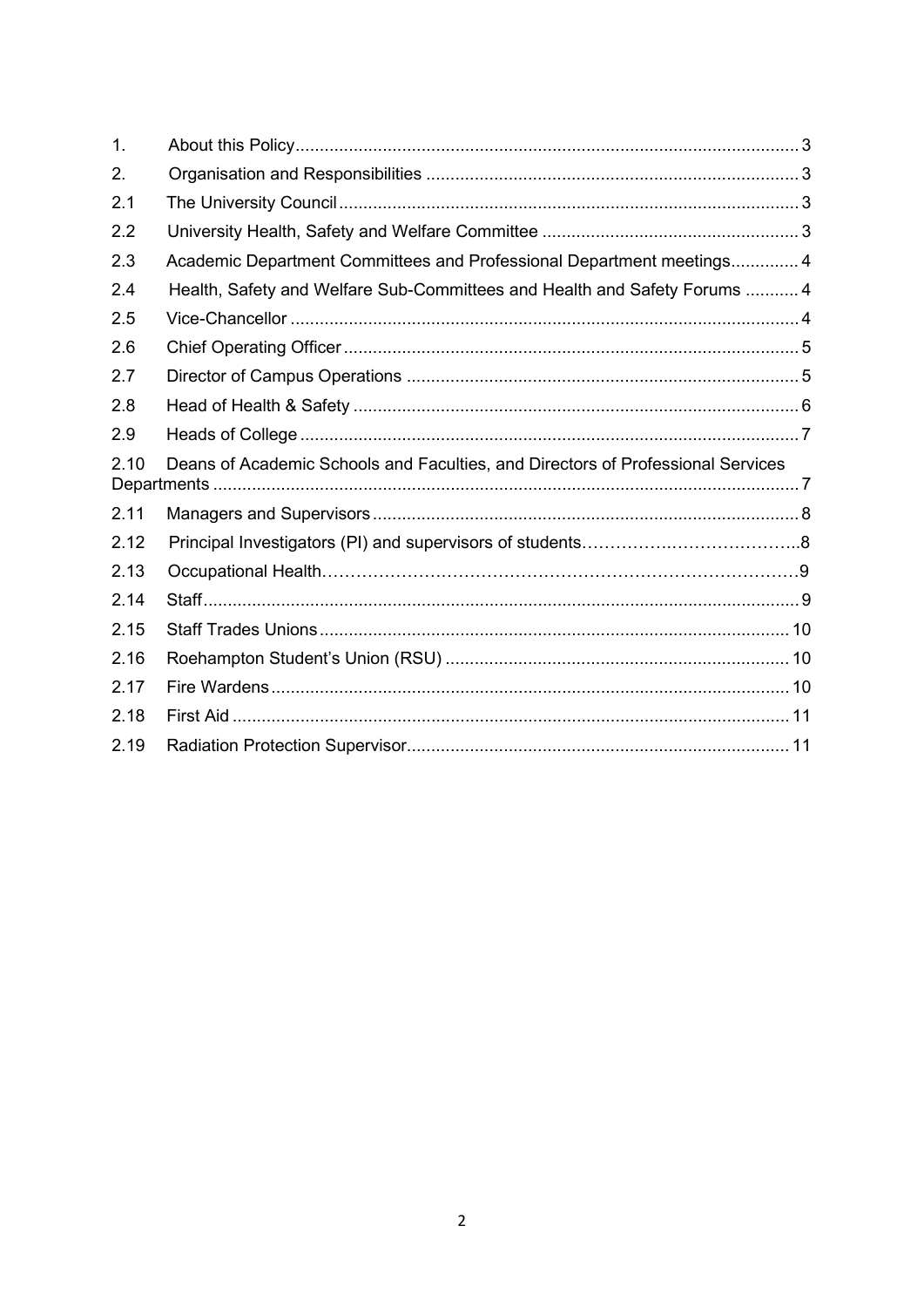| | | |
|---|---|---|
| 1. | About this Policy | 3 |
| 2. | Organisation and Responsibilities | 3 |
| 2.1 | The University Council | 3 |
| 2.2 | University Health, Safety and Welfare Committee | 3 |
| 2.3 | Academic Department Committees and Professional Department meetings | 4 |
| 2.4 | Health, Safety and Welfare Sub-Committees and Health and Safety Forums | 4 |
| 2.5 | Vice-Chancellor | 4 |
| 2.6 | Chief Operating Officer | 5 |
| 2.7 | Director of Campus Operations | 5 |
| 2.8 | Head of Health & Safety | 6 |
| 2.9 | Heads of College | 7 |
| 2.10 | Deans of Academic Schools and Faculties, and Directors of Professional Services Departments | 7 |
| 2.11 | Managers and Supervisors | 8 |
| 2.12 | Principal Investigators (PI) and supervisors of students | 8 |
| 2.13 | Occupational Health | 9 |
| 2.14 | Staff | 9 |
| 2.15 | Staff Trades Unions | 10 |
| 2.16 | Roehampton Student's Union (RSU) | 10 |
| 2.17 | Fire Wardens | 10 |
| 2.18 | First Aid | 11 |
| 2.19 | Radiation Protection Supervisor | 11 |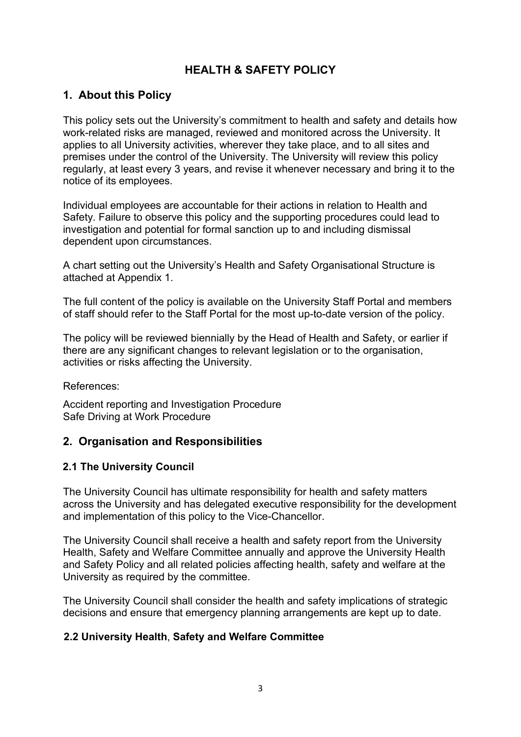# HEALTH & SAFETY POLICY

## 1. About this Policy

This policy sets out the University's commitment to health and safety and details how work-related risks are managed, reviewed and monitored across the University. It applies to all University activities, wherever they take place, and to all sites and premises under the control of the University. The University will review this policy regularly, at least every 3 years, and revise it whenever necessary and bring it to the notice of its employees.

Individual employees are accountable for their actions in relation to Health and Safety. Failure to observe this policy and the supporting procedures could lead to investigation and potential for formal sanction up to and including dismissal dependent upon circumstances.

A chart setting out the University's Health and Safety Organisational Structure is attached at Appendix 1.

The full content of the policy is available on the University Staff Portal and members of staff should refer to the Staff Portal for the most up-to-date version of the policy.

The policy will be reviewed biennially by the Head of Health and Safety, or earlier if there are any significant changes to relevant legislation or to the organisation, activities or risks affecting the University.

References:

Accident reporting and Investigation Procedure
Safe Driving at Work Procedure

## 2. Organisation and Responsibilities

### 2.1 The University Council

The University Council has ultimate responsibility for health and safety matters across the University and has delegated executive responsibility for the development and implementation of this policy to the Vice-Chancellor.

The University Council shall receive a health and safety report from the University Health, Safety and Welfare Committee annually and approve the University Health and Safety Policy and all related policies affecting health, safety and welfare at the University as required by the committee.

The University Council shall consider the health and safety implications of strategic decisions and ensure that emergency planning arrangements are kept up to date.

### 2.2 University Health, Safety and Welfare Committee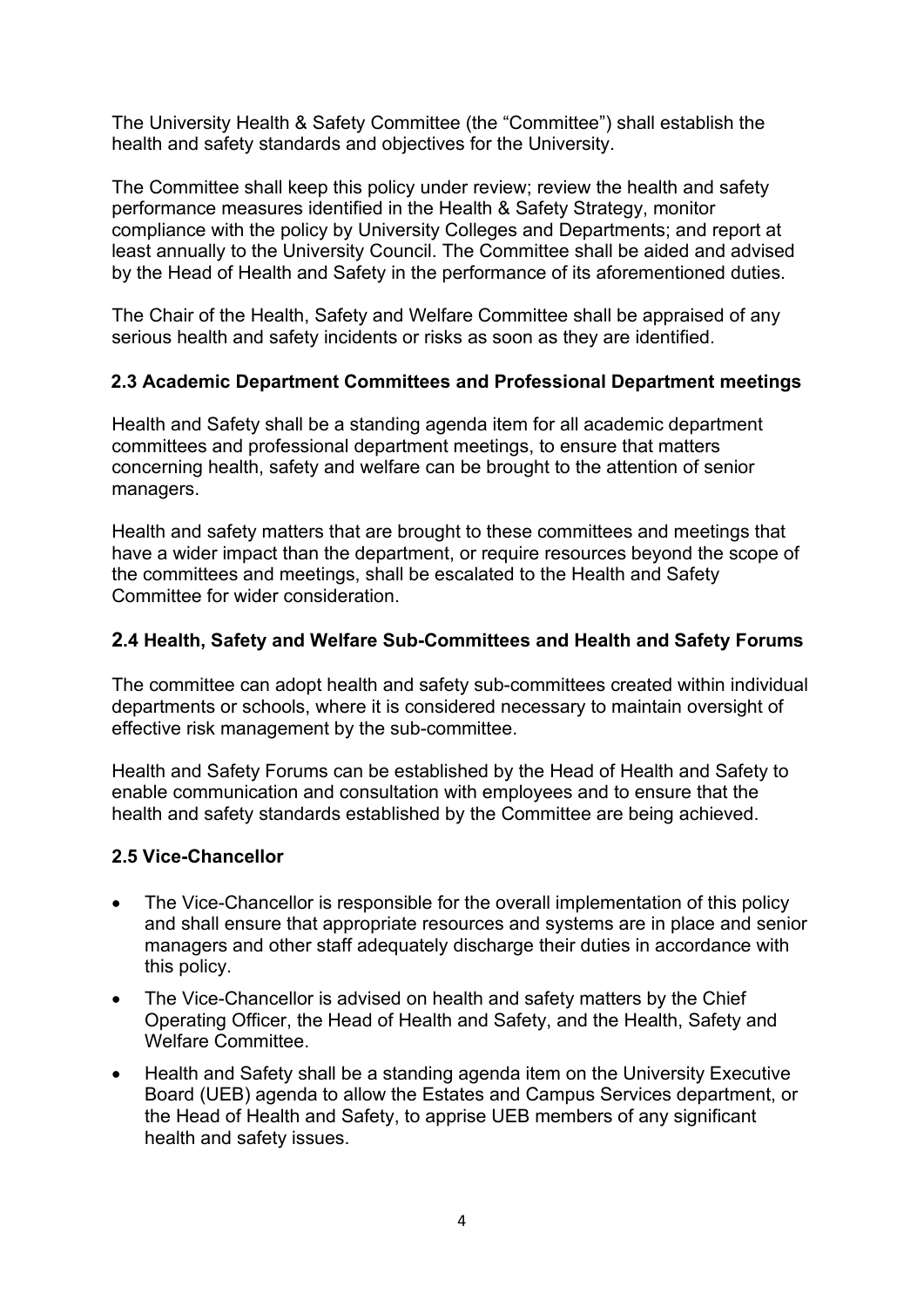The University Health & Safety Committee (the "Committee") shall establish the health and safety standards and objectives for the University.

The Committee shall keep this policy under review; review the health and safety performance measures identified in the Health & Safety Strategy, monitor compliance with the policy by University Colleges and Departments; and report at least annually to the University Council. The Committee shall be aided and advised by the Head of Health and Safety in the performance of its aforementioned duties.

The Chair of the Health, Safety and Welfare Committee shall be appraised of any serious health and safety incidents or risks as soon as they are identified.

### 2.3 Academic Department Committees and Professional Department meetings

Health and Safety shall be a standing agenda item for all academic department committees and professional department meetings, to ensure that matters concerning health, safety and welfare can be brought to the attention of senior managers.

Health and safety matters that are brought to these committees and meetings that have a wider impact than the department, or require resources beyond the scope of the committees and meetings, shall be escalated to the Health and Safety Committee for wider consideration.

### 2.4 Health, Safety and Welfare Sub-Committees and Health and Safety Forums

The committee can adopt health and safety sub-committees created within individual departments or schools, where it is considered necessary to maintain oversight of effective risk management by the sub-committee.

Health and Safety Forums can be established by the Head of Health and Safety to enable communication and consultation with employees and to ensure that the health and safety standards established by the Committee are being achieved.

### 2.5 Vice-Chancellor

- The Vice-Chancellor is responsible for the overall implementation of this policy and shall ensure that appropriate resources and systems are in place and senior managers and other staff adequately discharge their duties in accordance with this policy.
- The Vice-Chancellor is advised on health and safety matters by the Chief Operating Officer, the Head of Health and Safety, and the Health, Safety and Welfare Committee.
- Health and Safety shall be a standing agenda item on the University Executive Board (UEB) agenda to allow the Estates and Campus Services department, or the Head of Health and Safety, to apprise UEB members of any significant health and safety issues.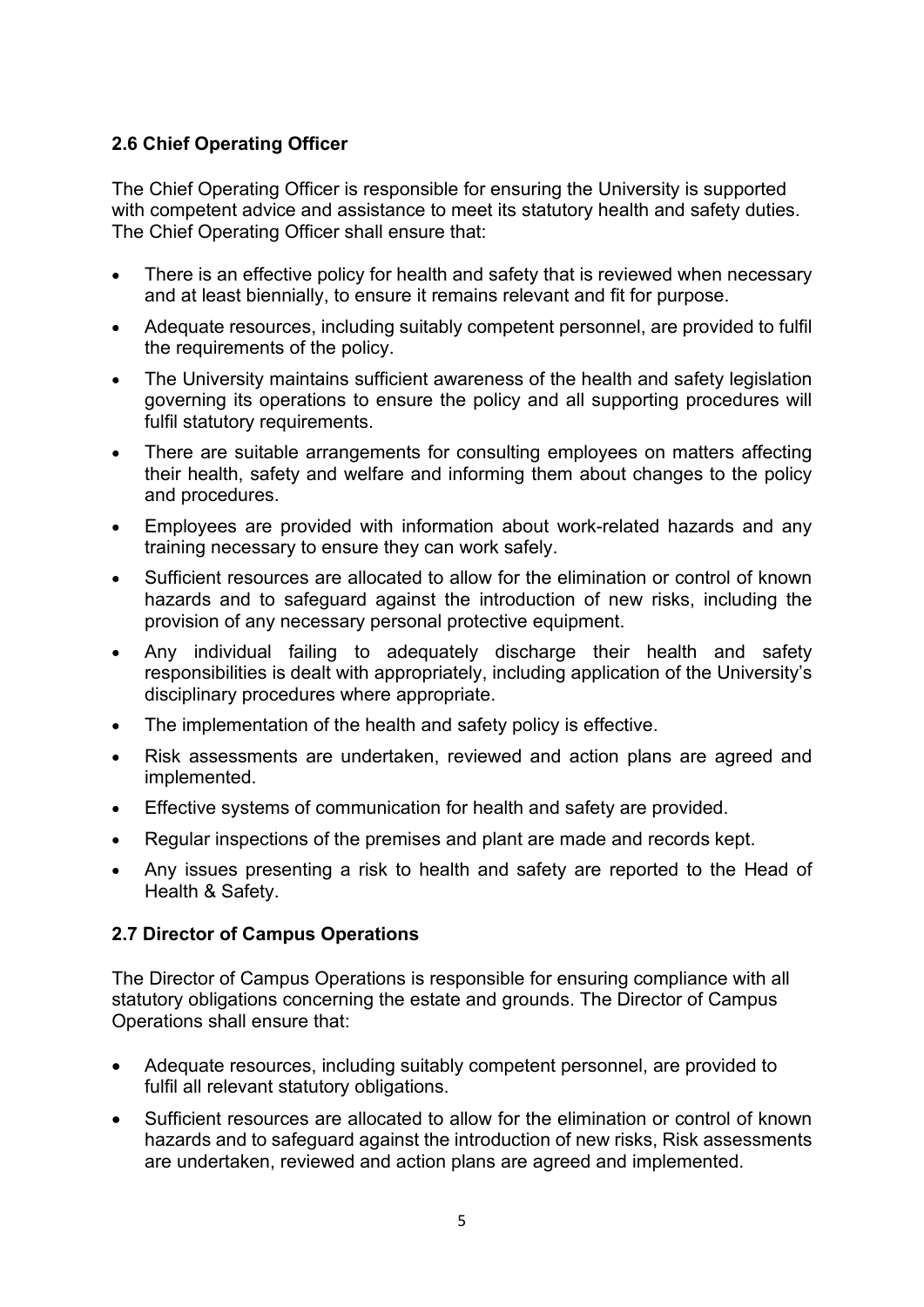### 2.6 Chief Operating Officer

The Chief Operating Officer is responsible for ensuring the University is supported with competent advice and assistance to meet its statutory health and safety duties. The Chief Operating Officer shall ensure that:

- There is an effective policy for health and safety that is reviewed when necessary and at least biennially, to ensure it remains relevant and fit for purpose.
- Adequate resources, including suitably competent personnel, are provided to fulfil the requirements of the policy.
- The University maintains sufficient awareness of the health and safety legislation governing its operations to ensure the policy and all supporting procedures will fulfil statutory requirements.
- There are suitable arrangements for consulting employees on matters affecting their health, safety and welfare and informing them about changes to the policy and procedures.
- Employees are provided with information about work-related hazards and any training necessary to ensure they can work safely.
- Sufficient resources are allocated to allow for the elimination or control of known hazards and to safeguard against the introduction of new risks, including the provision of any necessary personal protective equipment.
- Any individual failing to adequately discharge their health and safety responsibilities is dealt with appropriately, including application of the University's disciplinary procedures where appropriate.
- The implementation of the health and safety policy is effective.
- Risk assessments are undertaken, reviewed and action plans are agreed and implemented.
- Effective systems of communication for health and safety are provided.
- Regular inspections of the premises and plant are made and records kept.
- Any issues presenting a risk to health and safety are reported to the Head of Health & Safety.

### 2.7 Director of Campus Operations

The Director of Campus Operations is responsible for ensuring compliance with all statutory obligations concerning the estate and grounds. The Director of Campus Operations shall ensure that:

- Adequate resources, including suitably competent personnel, are provided to fulfil all relevant statutory obligations.
- Sufficient resources are allocated to allow for the elimination or control of known hazards and to safeguard against the introduction of new risks, Risk assessments are undertaken, reviewed and action plans are agreed and implemented.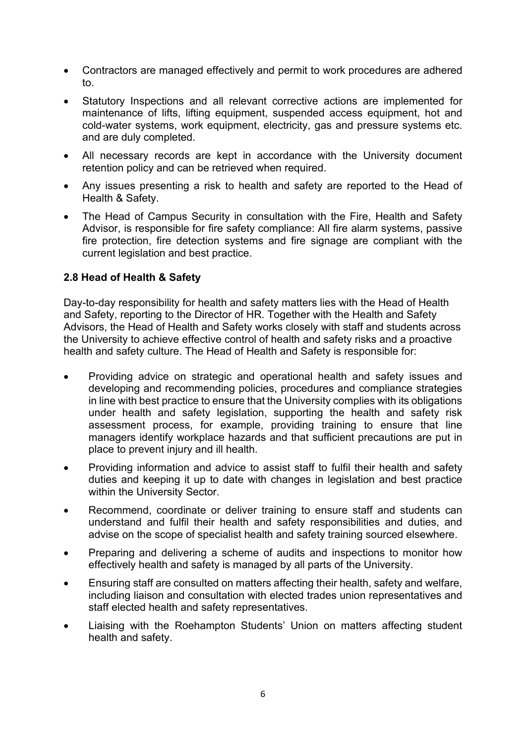- Contractors are managed effectively and permit to work procedures are adhered to.
- Statutory Inspections and all relevant corrective actions are implemented for maintenance of lifts, lifting equipment, suspended access equipment, hot and cold-water systems, work equipment, electricity, gas and pressure systems etc. and are duly completed.
- All necessary records are kept in accordance with the University document retention policy and can be retrieved when required.
- Any issues presenting a risk to health and safety are reported to the Head of Health & Safety.
- The Head of Campus Security in consultation with the Fire, Health and Safety Advisor, is responsible for fire safety compliance: All fire alarm systems, passive fire protection, fire detection systems and fire signage are compliant with the current legislation and best practice.

### 2.8 Head of Health & Safety

Day-to-day responsibility for health and safety matters lies with the Head of Health and Safety, reporting to the Director of HR. Together with the Health and Safety Advisors, the Head of Health and Safety works closely with staff and students across the University to achieve effective control of health and safety risks and a proactive health and safety culture. The Head of Health and Safety is responsible for:

- Providing advice on strategic and operational health and safety issues and developing and recommending policies, procedures and compliance strategies in line with best practice to ensure that the University complies with its obligations under health and safety legislation, supporting the health and safety risk assessment process, for example, providing training to ensure that line managers identify workplace hazards and that sufficient precautions are put in place to prevent injury and ill health.
- Providing information and advice to assist staff to fulfil their health and safety duties and keeping it up to date with changes in legislation and best practice within the University Sector.
- Recommend, coordinate or deliver training to ensure staff and students can understand and fulfil their health and safety responsibilities and duties, and advise on the scope of specialist health and safety training sourced elsewhere.
- Preparing and delivering a scheme of audits and inspections to monitor how effectively health and safety is managed by all parts of the University.
- Ensuring staff are consulted on matters affecting their health, safety and welfare, including liaison and consultation with elected trades union representatives and staff elected health and safety representatives.
- Liaising with the Roehampton Students' Union on matters affecting student health and safety.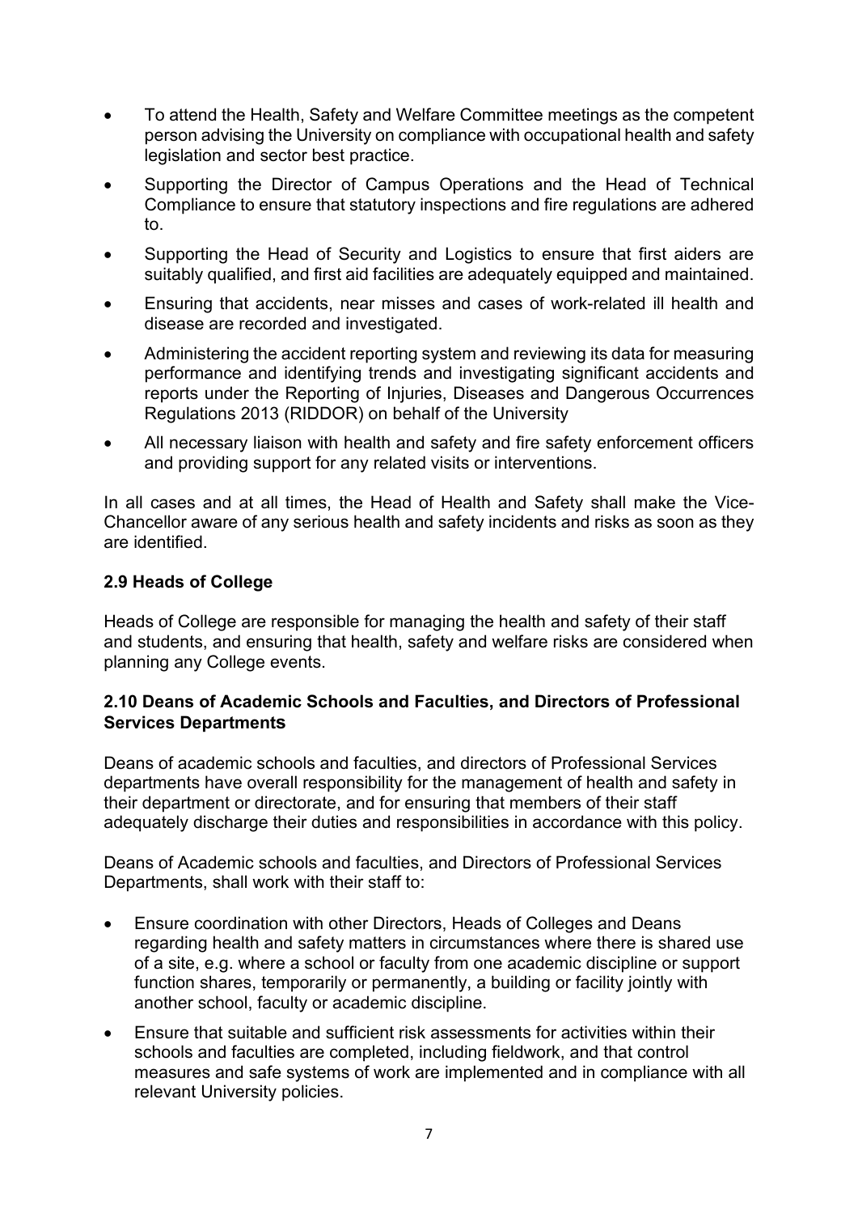- To attend the Health, Safety and Welfare Committee meetings as the competent person advising the University on compliance with occupational health and safety legislation and sector best practice.
- Supporting the Director of Campus Operations and the Head of Technical Compliance to ensure that statutory inspections and fire regulations are adhered to.
- Supporting the Head of Security and Logistics to ensure that first aiders are suitably qualified, and first aid facilities are adequately equipped and maintained.
- Ensuring that accidents, near misses and cases of work-related ill health and disease are recorded and investigated.
- Administering the accident reporting system and reviewing its data for measuring performance and identifying trends and investigating significant accidents and reports under the Reporting of Injuries, Diseases and Dangerous Occurrences Regulations 2013 (RIDDOR) on behalf of the University
- All necessary liaison with health and safety and fire safety enforcement officers and providing support for any related visits or interventions.

In all cases and at all times, the Head of Health and Safety shall make the Vice-Chancellor aware of any serious health and safety incidents and risks as soon as they are identified.

### 2.9 Heads of College

Heads of College are responsible for managing the health and safety of their staff and students, and ensuring that health, safety and welfare risks are considered when planning any College events.

### 2.10 Deans of Academic Schools and Faculties, and Directors of Professional Services Departments

Deans of academic schools and faculties, and directors of Professional Services departments have overall responsibility for the management of health and safety in their department or directorate, and for ensuring that members of their staff adequately discharge their duties and responsibilities in accordance with this policy.

Deans of Academic schools and faculties, and Directors of Professional Services Departments, shall work with their staff to:

- Ensure coordination with other Directors, Heads of Colleges and Deans regarding health and safety matters in circumstances where there is shared use of a site, e.g. where a school or faculty from one academic discipline or support function shares, temporarily or permanently, a building or facility jointly with another school, faculty or academic discipline.
- Ensure that suitable and sufficient risk assessments for activities within their schools and faculties are completed, including fieldwork, and that control measures and safe systems of work are implemented and in compliance with all relevant University policies.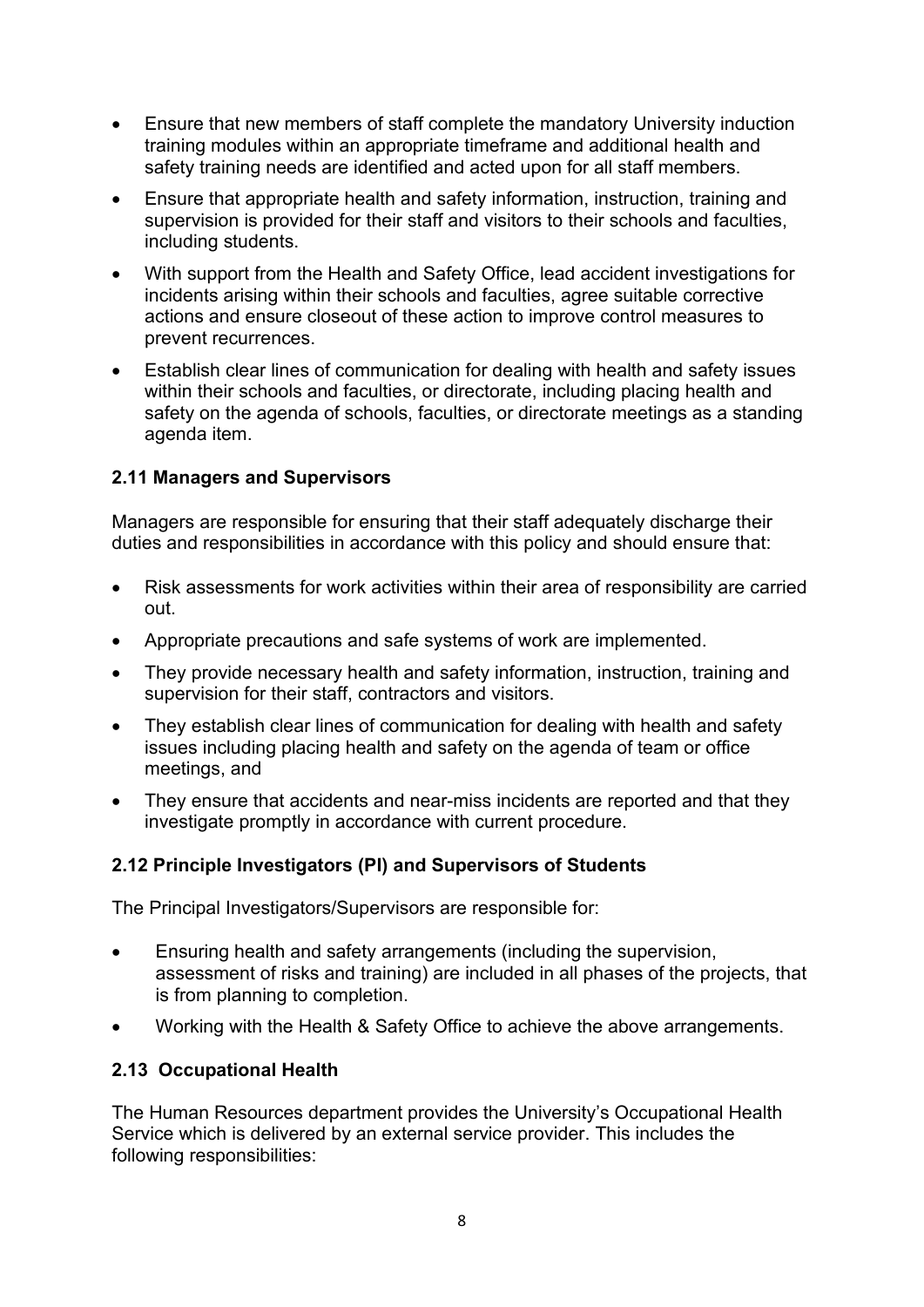- Ensure that new members of staff complete the mandatory University induction training modules within an appropriate timeframe and additional health and safety training needs are identified and acted upon for all staff members.
- Ensure that appropriate health and safety information, instruction, training and supervision is provided for their staff and visitors to their schools and faculties, including students.
- With support from the Health and Safety Office, lead accident investigations for incidents arising within their schools and faculties, agree suitable corrective actions and ensure closeout of these action to improve control measures to prevent recurrences.
- Establish clear lines of communication for dealing with health and safety issues within their schools and faculties, or directorate, including placing health and safety on the agenda of schools, faculties, or directorate meetings as a standing agenda item.

### 2.11 Managers and Supervisors

Managers are responsible for ensuring that their staff adequately discharge their duties and responsibilities in accordance with this policy and should ensure that:

- Risk assessments for work activities within their area of responsibility are carried out.
- Appropriate precautions and safe systems of work are implemented.
- They provide necessary health and safety information, instruction, training and supervision for their staff, contractors and visitors.
- They establish clear lines of communication for dealing with health and safety issues including placing health and safety on the agenda of team or office meetings, and
- They ensure that accidents and near-miss incidents are reported and that they investigate promptly in accordance with current procedure.

### 2.12 Principle Investigators (PI) and Supervisors of Students

The Principal Investigators/Supervisors are responsible for:

- Ensuring health and safety arrangements (including the supervision, assessment of risks and training) are included in all phases of the projects, that is from planning to completion.
- Working with the Health & Safety Office to achieve the above arrangements.

### 2.13 Occupational Health

The Human Resources department provides the University's Occupational Health Service which is delivered by an external service provider. This includes the following responsibilities: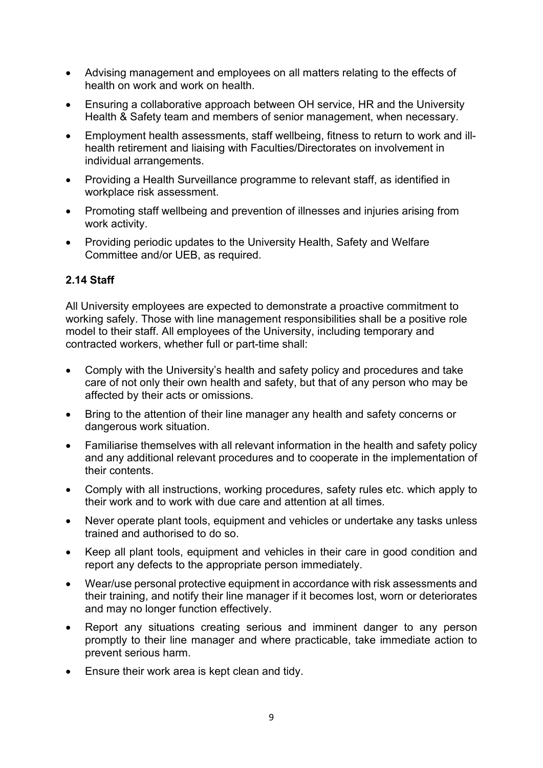- Advising management and employees on all matters relating to the effects of health on work and work on health.
- Ensuring a collaborative approach between OH service, HR and the University Health & Safety team and members of senior management, when necessary.
- Employment health assessments, staff wellbeing, fitness to return to work and ill-health retirement and liaising with Faculties/Directorates on involvement in individual arrangements.
- Providing a Health Surveillance programme to relevant staff, as identified in workplace risk assessment.
- Promoting staff wellbeing and prevention of illnesses and injuries arising from work activity.
- Providing periodic updates to the University Health, Safety and Welfare Committee and/or UEB, as required.

### 2.14 Staff

All University employees are expected to demonstrate a proactive commitment to working safely. Those with line management responsibilities shall be a positive role model to their staff. All employees of the University, including temporary and contracted workers, whether full or part-time shall:

- Comply with the University's health and safety policy and procedures and take care of not only their own health and safety, but that of any person who may be affected by their acts or omissions.
- Bring to the attention of their line manager any health and safety concerns or dangerous work situation.
- Familiarise themselves with all relevant information in the health and safety policy and any additional relevant procedures and to cooperate in the implementation of their contents.
- Comply with all instructions, working procedures, safety rules etc. which apply to their work and to work with due care and attention at all times.
- Never operate plant tools, equipment and vehicles or undertake any tasks unless trained and authorised to do so.
- Keep all plant tools, equipment and vehicles in their care in good condition and report any defects to the appropriate person immediately.
- Wear/use personal protective equipment in accordance with risk assessments and their training, and notify their line manager if it becomes lost, worn or deteriorates and may no longer function effectively.
- Report any situations creating serious and imminent danger to any person promptly to their line manager and where practicable, take immediate action to prevent serious harm.
- Ensure their work area is kept clean and tidy.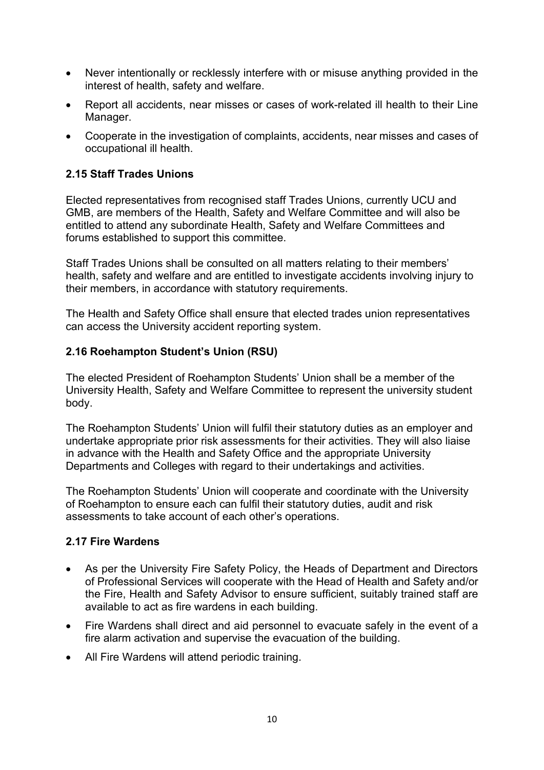- Never intentionally or recklessly interfere with or misuse anything provided in the interest of health, safety and welfare.
- Report all accidents, near misses or cases of work-related ill health to their Line Manager.
- Cooperate in the investigation of complaints, accidents, near misses and cases of occupational ill health.

### 2.15 Staff Trades Unions

Elected representatives from recognised staff Trades Unions, currently UCU and GMB, are members of the Health, Safety and Welfare Committee and will also be entitled to attend any subordinate Health, Safety and Welfare Committees and forums established to support this committee.

Staff Trades Unions shall be consulted on all matters relating to their members' health, safety and welfare and are entitled to investigate accidents involving injury to their members, in accordance with statutory requirements.

The Health and Safety Office shall ensure that elected trades union representatives can access the University accident reporting system.

### 2.16 Roehampton Student's Union (RSU)

The elected President of Roehampton Students' Union shall be a member of the University Health, Safety and Welfare Committee to represent the university student body.

The Roehampton Students' Union will fulfil their statutory duties as an employer and undertake appropriate prior risk assessments for their activities. They will also liaise in advance with the Health and Safety Office and the appropriate University Departments and Colleges with regard to their undertakings and activities.

The Roehampton Students' Union will cooperate and coordinate with the University of Roehampton to ensure each can fulfil their statutory duties, audit and risk assessments to take account of each other's operations.

### 2.17 Fire Wardens

- As per the University Fire Safety Policy, the Heads of Department and Directors of Professional Services will cooperate with the Head of Health and Safety and/or the Fire, Health and Safety Advisor to ensure sufficient, suitably trained staff are available to act as fire wardens in each building.
- Fire Wardens shall direct and aid personnel to evacuate safely in the event of a fire alarm activation and supervise the evacuation of the building.
- All Fire Wardens will attend periodic training.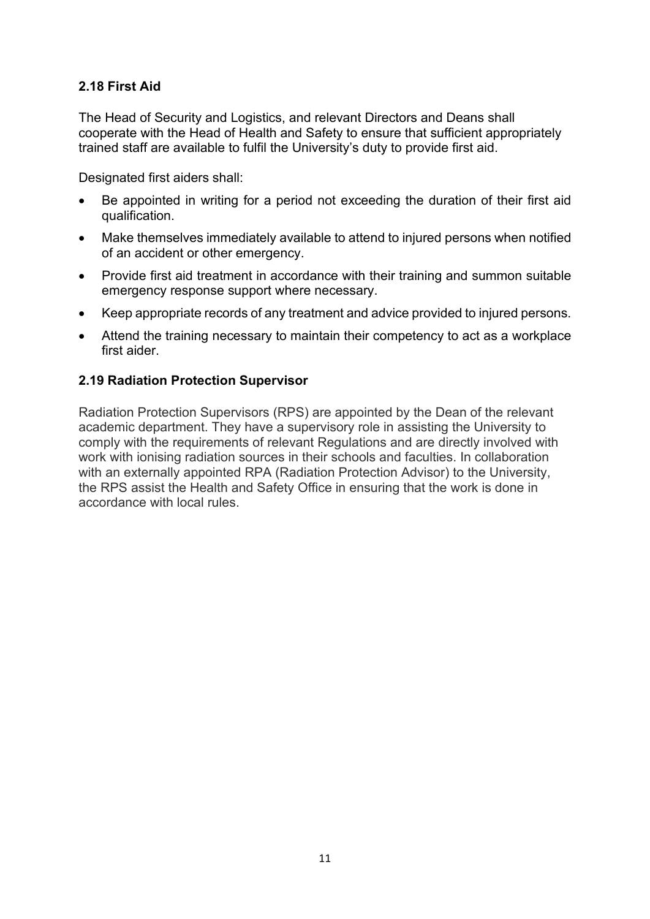### 2.18 First Aid

The Head of Security and Logistics, and relevant Directors and Deans shall cooperate with the Head of Health and Safety to ensure that sufficient appropriately trained staff are available to fulfil the University's duty to provide first aid.

Designated first aiders shall:

- Be appointed in writing for a period not exceeding the duration of their first aid qualification.
- Make themselves immediately available to attend to injured persons when notified of an accident or other emergency.
- Provide first aid treatment in accordance with their training and summon suitable emergency response support where necessary.
- Keep appropriate records of any treatment and advice provided to injured persons.
- Attend the training necessary to maintain their competency to act as a workplace first aider.

### 2.19 Radiation Protection Supervisor

Radiation Protection Supervisors (RPS) are appointed by the Dean of the relevant academic department. They have a supervisory role in assisting the University to comply with the requirements of relevant Regulations and are directly involved with work with ionising radiation sources in their schools and faculties. In collaboration with an externally appointed RPA (Radiation Protection Advisor) to the University, the RPS assist the Health and Safety Office in ensuring that the work is done in accordance with local rules.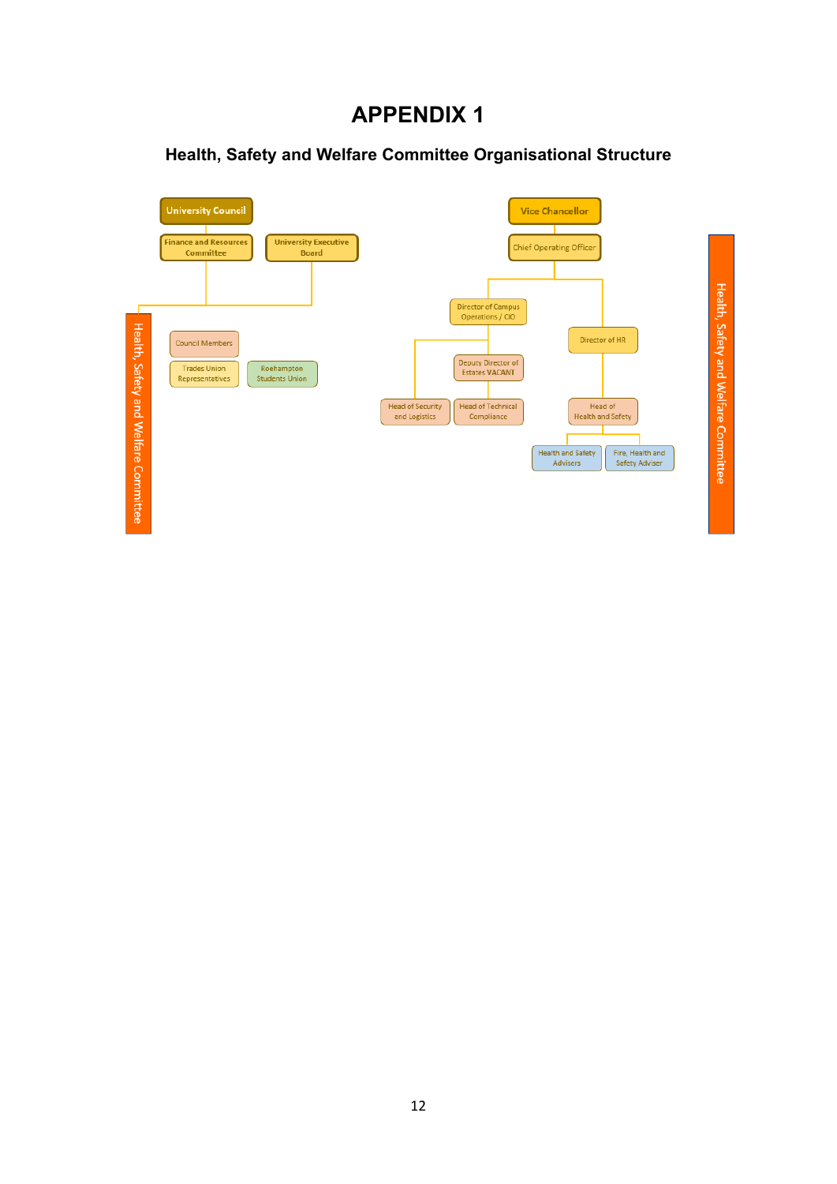# APPENDIX 1

## Health, Safety and Welfare Committee Organisational Structure

University Council

Finance and Resources Committee

University Executive Board

Health, Safety and Welfare Committee

Council Members

Trades Union Representatives

Roehampton Students Union

Vice Chancellor

Chief Operating Officer

Director of Campus Operations / CIO

Deputy Director of Estates VACANT

Head of Security and Logistics

Head of Technical Compliance

Director of HR

Head of Health and Safety

Health and Safety Advisers

Fire, Health and Safety Adviser

Health, Safety and Welfare Committee